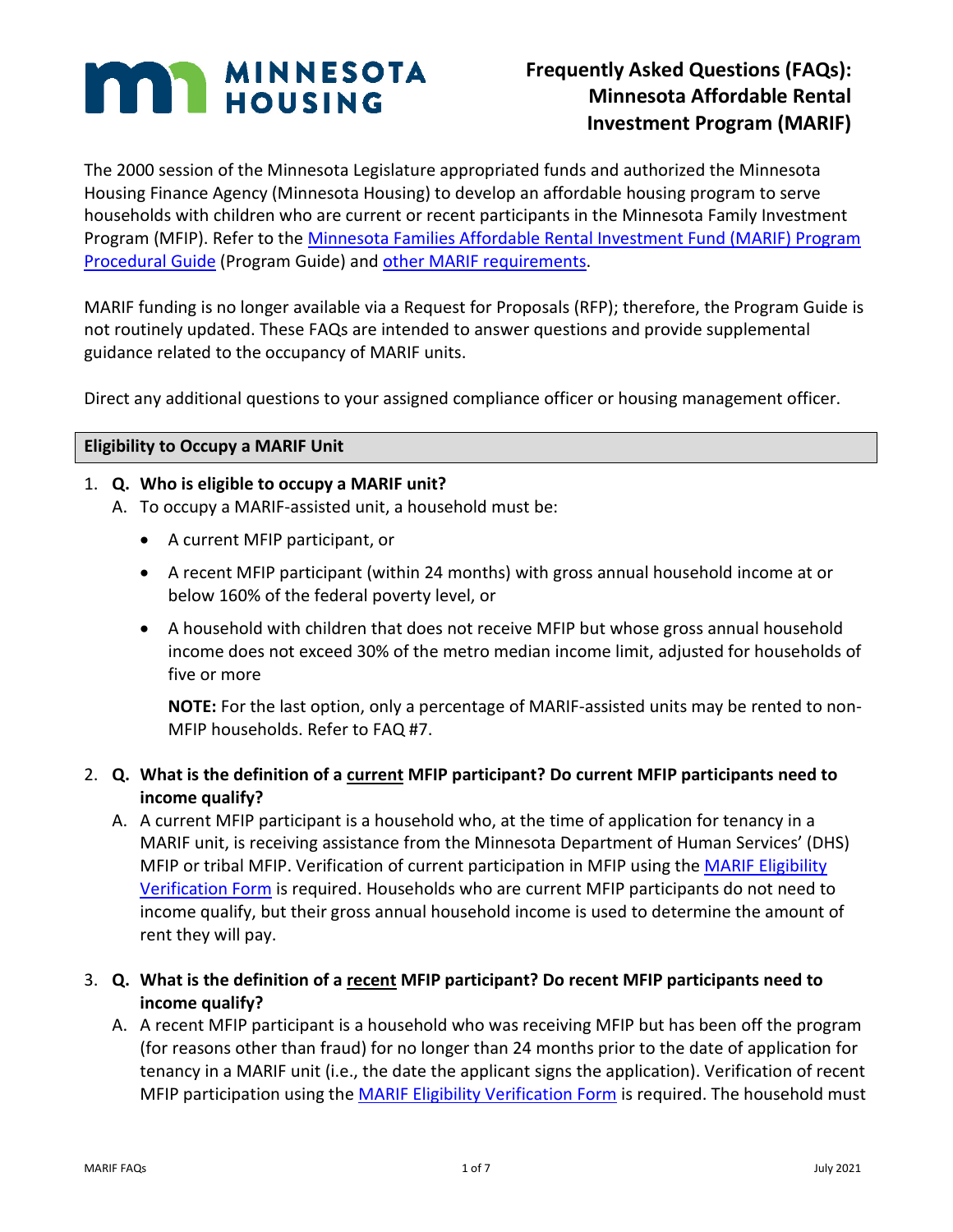# MINNESOTA HOUSING

# Frequently Asked Questions (FAQs): Minnesota Affordable Rental Investment Program (MARIF)

The 2000 session of the Minnesota Legislature appropriated funds and authorized the Minnesota Housing Finance Agency (Minnesota Housing) to develop an affordable housing program to serve households with children who are current or recent participants in the Minnesota Family Investment Program (MFIP). Refer to the Minnesota Families Affordable Rental Investment Fund (MARIF) Program Procedural Guide (Program Guide) and other MARIF requirements.

MARIF funding is no longer available via a Request for Proposals (RFP); therefore, the Program Guide is not routinely updated. These FAQs are intended to answer questions and provide supplemental guidance related to the occupancy of MARIF units.

Direct any additional questions to your assigned compliance officer or housing management officer.

## Eligibility to Occupy a MARIF Unit

1. **Q. Who is eligible to occupy a MARIF unit?**

   A. To occupy a MARIF-assisted unit, a household must be:

   - A current MFIP participant, or
   - A recent MFIP participant (within 24 months) with gross annual household income at or below 160% of the federal poverty level, or
   - A household with children that does not receive MFIP but whose gross annual household income does not exceed 30% of the metro median income limit, adjusted for households of five or more

     **NOTE:** For the last option, only a percentage of MARIF-assisted units may be rented to non-MFIP households. Refer to FAQ #7.

2. **Q. What is the definition of a <u>current</u> MFIP participant? Do current MFIP participants need to income qualify?**

   A. A current MFIP participant is a household who, at the time of application for tenancy in a MARIF unit, is receiving assistance from the Minnesota Department of Human Services' (DHS) MFIP or tribal MFIP. Verification of current participation in MFIP using the MARIF Eligibility Verification Form is required. Households who are current MFIP participants do not need to income qualify, but their gross annual household income is used to determine the amount of rent they will pay.

3. **Q. What is the definition of a <u>recent</u> MFIP participant? Do recent MFIP participants need to income qualify?**

   A. A recent MFIP participant is a household who was receiving MFIP but has been off the program (for reasons other than fraud) for no longer than 24 months prior to the date of application for tenancy in a MARIF unit (i.e., the date the applicant signs the application). Verification of recent MFIP participation using the MARIF Eligibility Verification Form is required. The household must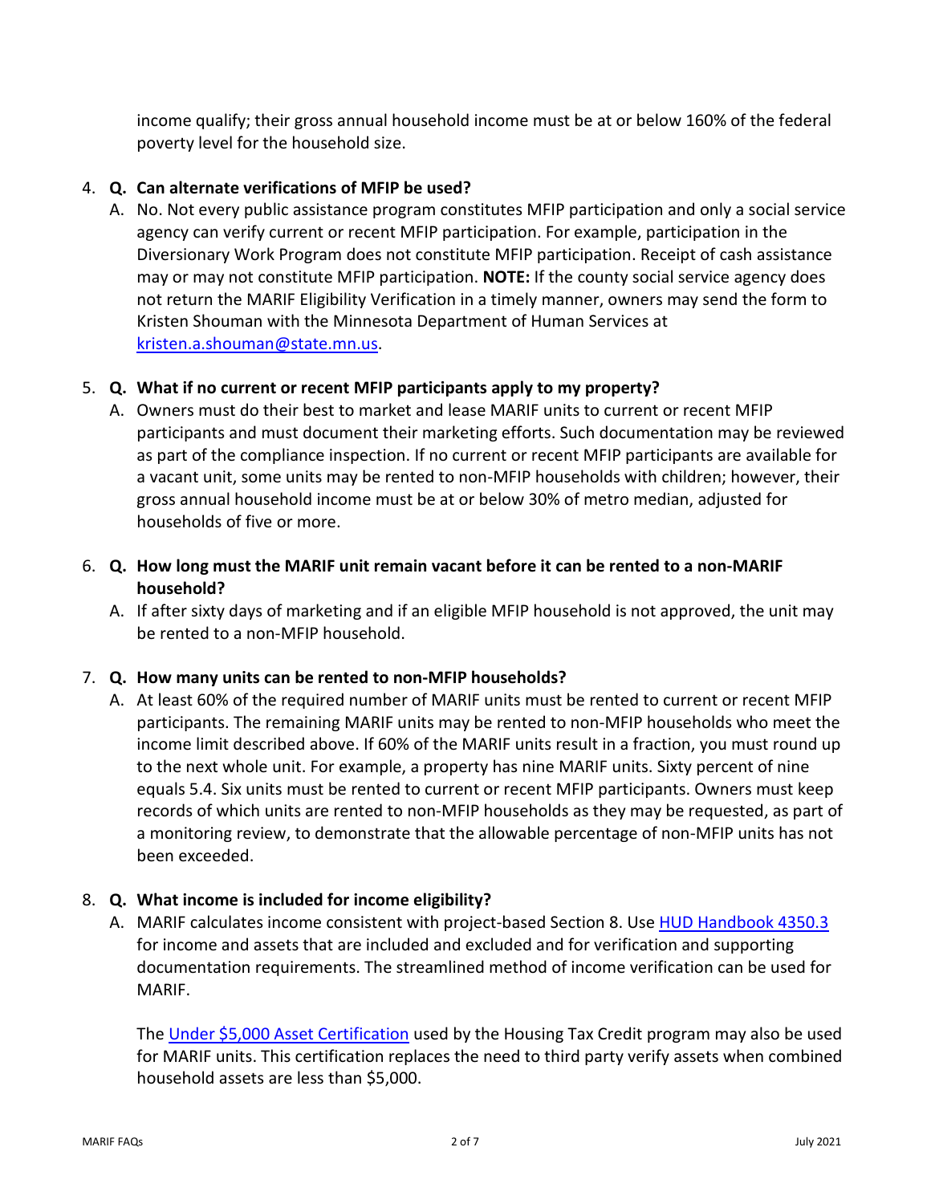income qualify; their gross annual household income must be at or below 160% of the federal poverty level for the household size.

4. **Q. Can alternate verifications of MFIP be used?**

   A. No. Not every public assistance program constitutes MFIP participation and only a social service agency can verify current or recent MFIP participation. For example, participation in the Diversionary Work Program does not constitute MFIP participation. Receipt of cash assistance may or may not constitute MFIP participation. **NOTE:** If the county social service agency does not return the MARIF Eligibility Verification in a timely manner, owners may send the form to Kristen Shouman with the Minnesota Department of Human Services at [kristen.a.shouman@state.mn.us](mailto:kristen.a.shouman@state.mn.us).

5. **Q. What if no current or recent MFIP participants apply to my property?**

   A. Owners must do their best to market and lease MARIF units to current or recent MFIP participants and must document their marketing efforts. Such documentation may be reviewed as part of the compliance inspection. If no current or recent MFIP participants are available for a vacant unit, some units may be rented to non-MFIP households with children; however, their gross annual household income must be at or below 30% of metro median, adjusted for households of five or more.

6. **Q. How long must the MARIF unit remain vacant before it can be rented to a non-MARIF household?**

   A. If after sixty days of marketing and if an eligible MFIP household is not approved, the unit may be rented to a non-MFIP household.

7. **Q. How many units can be rented to non-MFIP households?**

   A. At least 60% of the required number of MARIF units must be rented to current or recent MFIP participants. The remaining MARIF units may be rented to non-MFIP households who meet the income limit described above. If 60% of the MARIF units result in a fraction, you must round up to the next whole unit. For example, a property has nine MARIF units. Sixty percent of nine equals 5.4. Six units must be rented to current or recent MFIP participants. Owners must keep records of which units are rented to non-MFIP households as they may be requested, as part of a monitoring review, to demonstrate that the allowable percentage of non-MFIP units has not been exceeded.

8. **Q. What income is included for income eligibility?**

   A. MARIF calculates income consistent with project-based Section 8. Use [HUD Handbook 4350.3]() for income and assets that are included and excluded and for verification and supporting documentation requirements. The streamlined method of income verification can be used for MARIF.

   The [Under $5,000 Asset Certification]() used by the Housing Tax Credit program may also be used for MARIF units. This certification replaces the need to third party verify assets when combined household assets are less than $5,000.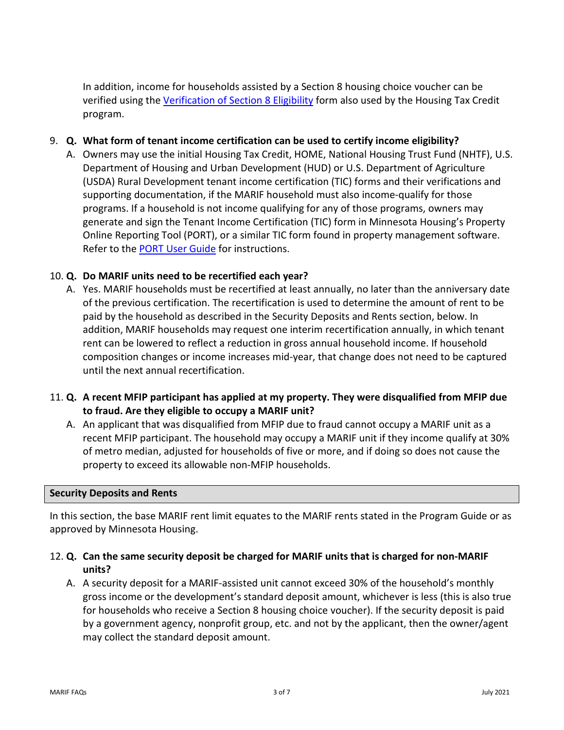In addition, income for households assisted by a Section 8 housing choice voucher can be verified using the [Verification of Section 8 Eligibility](#) form also used by the Housing Tax Credit program.

9. **Q. What form of tenant income certification can be used to certify income eligibility?**

   A. Owners may use the initial Housing Tax Credit, HOME, National Housing Trust Fund (NHTF), U.S. Department of Housing and Urban Development (HUD) or U.S. Department of Agriculture (USDA) Rural Development tenant income certification (TIC) forms and their verifications and supporting documentation, if the MARIF household must also income-qualify for those programs. If a household is not income qualifying for any of those programs, owners may generate and sign the Tenant Income Certification (TIC) form in Minnesota Housing's Property Online Reporting Tool (PORT), or a similar TIC form found in property management software. Refer to the [PORT User Guide](#) for instructions.

10. **Q. Do MARIF units need to be recertified each year?**

    A. Yes. MARIF households must be recertified at least annually, no later than the anniversary date of the previous certification. The recertification is used to determine the amount of rent to be paid by the household as described in the Security Deposits and Rents section, below. In addition, MARIF households may request one interim recertification annually, in which tenant rent can be lowered to reflect a reduction in gross annual household income. If household composition changes or income increases mid-year, that change does not need to be captured until the next annual recertification.

11. **Q. A recent MFIP participant has applied at my property. They were disqualified from MFIP due to fraud. Are they eligible to occupy a MARIF unit?**

    A. An applicant that was disqualified from MFIP due to fraud cannot occupy a MARIF unit as a recent MFIP participant. The household may occupy a MARIF unit if they income qualify at 30% of metro median, adjusted for households of five or more, and if doing so does not cause the property to exceed its allowable non-MFIP households.

## Security Deposits and Rents

In this section, the base MARIF rent limit equates to the MARIF rents stated in the Program Guide or as approved by Minnesota Housing.

12. **Q. Can the same security deposit be charged for MARIF units that is charged for non-MARIF units?**

    A. A security deposit for a MARIF-assisted unit cannot exceed 30% of the household's monthly gross income or the development's standard deposit amount, whichever is less (this is also true for households who receive a Section 8 housing choice voucher). If the security deposit is paid by a government agency, nonprofit group, etc. and not by the applicant, then the owner/agent may collect the standard deposit amount.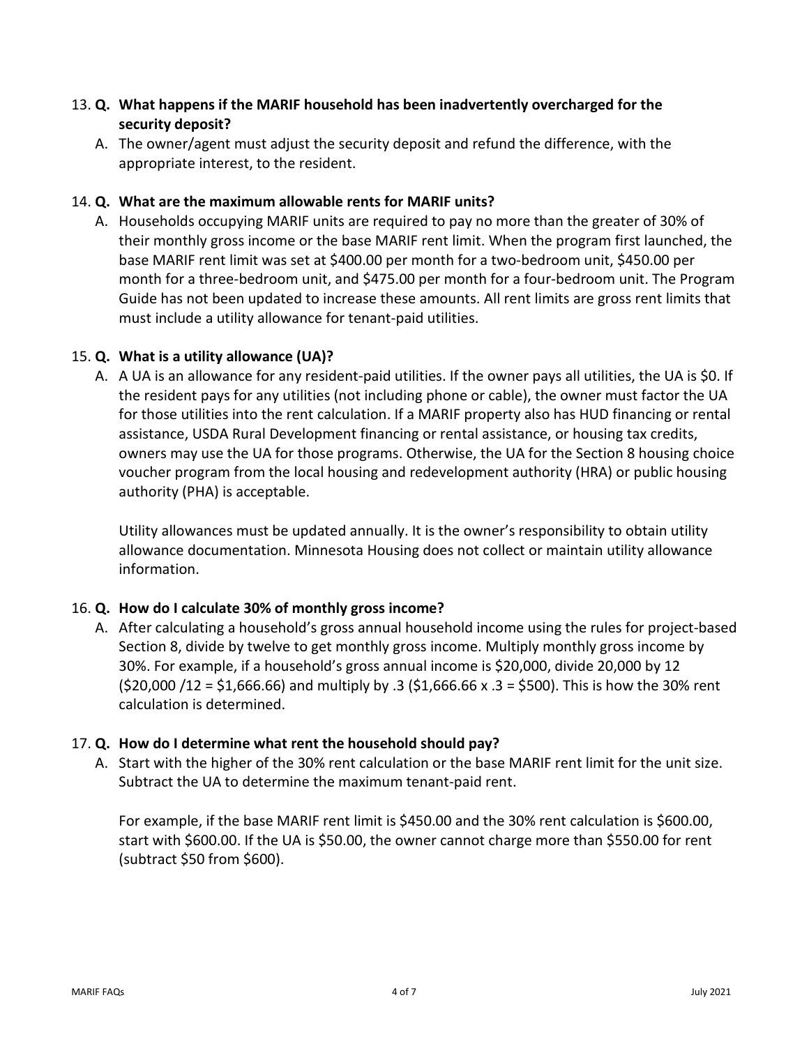13. **Q. What happens if the MARIF household has been inadvertently overcharged for the security deposit?**

    A. The owner/agent must adjust the security deposit and refund the difference, with the appropriate interest, to the resident.

14. **Q. What are the maximum allowable rents for MARIF units?**

    A. Households occupying MARIF units are required to pay no more than the greater of 30% of their monthly gross income or the base MARIF rent limit. When the program first launched, the base MARIF rent limit was set at $400.00 per month for a two-bedroom unit, $450.00 per month for a three-bedroom unit, and $475.00 per month for a four-bedroom unit. The Program Guide has not been updated to increase these amounts. All rent limits are gross rent limits that must include a utility allowance for tenant-paid utilities.

15. **Q. What is a utility allowance (UA)?**

    A. A UA is an allowance for any resident-paid utilities. If the owner pays all utilities, the UA is $0. If the resident pays for any utilities (not including phone or cable), the owner must factor the UA for those utilities into the rent calculation. If a MARIF property also has HUD financing or rental assistance, USDA Rural Development financing or rental assistance, or housing tax credits, owners may use the UA for those programs. Otherwise, the UA for the Section 8 housing choice voucher program from the local housing and redevelopment authority (HRA) or public housing authority (PHA) is acceptable.

    Utility allowances must be updated annually. It is the owner's responsibility to obtain utility allowance documentation. Minnesota Housing does not collect or maintain utility allowance information.

16. **Q. How do I calculate 30% of monthly gross income?**

    A. After calculating a household's gross annual household income using the rules for project-based Section 8, divide by twelve to get monthly gross income. Multiply monthly gross income by 30%. For example, if a household's gross annual income is $20,000, divide 20,000 by 12 ($20,000 /12 = $1,666.66) and multiply by .3 ($1,666.66 x .3 = $500). This is how the 30% rent calculation is determined.

17. **Q. How do I determine what rent the household should pay?**

    A. Start with the higher of the 30% rent calculation or the base MARIF rent limit for the unit size. Subtract the UA to determine the maximum tenant-paid rent.

    For example, if the base MARIF rent limit is $450.00 and the 30% rent calculation is $600.00, start with $600.00. If the UA is $50.00, the owner cannot charge more than $550.00 for rent (subtract $50 from $600).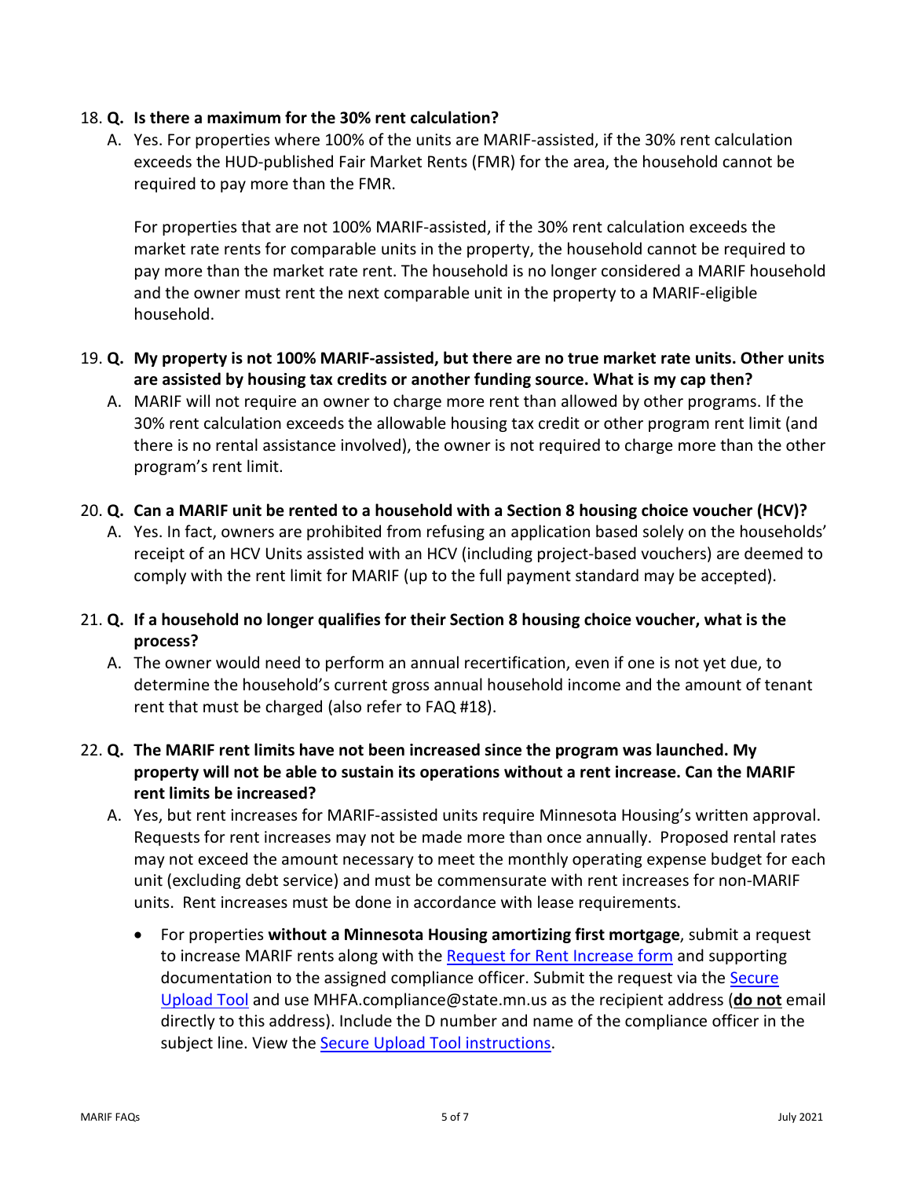18. **Q. Is there a maximum for the 30% rent calculation?**

    A. Yes. For properties where 100% of the units are MARIF-assisted, if the 30% rent calculation exceeds the HUD-published Fair Market Rents (FMR) for the area, the household cannot be required to pay more than the FMR.

    For properties that are not 100% MARIF-assisted, if the 30% rent calculation exceeds the market rate rents for comparable units in the property, the household cannot be required to pay more than the market rate rent. The household is no longer considered a MARIF household and the owner must rent the next comparable unit in the property to a MARIF-eligible household.

19. **Q. My property is not 100% MARIF-assisted, but there are no true market rate units. Other units are assisted by housing tax credits or another funding source. What is my cap then?**

    A. MARIF will not require an owner to charge more rent than allowed by other programs. If the 30% rent calculation exceeds the allowable housing tax credit or other program rent limit (and there is no rental assistance involved), the owner is not required to charge more than the other program's rent limit.

20. **Q. Can a MARIF unit be rented to a household with a Section 8 housing choice voucher (HCV)?**

    A. Yes. In fact, owners are prohibited from refusing an application based solely on the households' receipt of an HCV Units assisted with an HCV (including project-based vouchers) are deemed to comply with the rent limit for MARIF (up to the full payment standard may be accepted).

21. **Q. If a household no longer qualifies for their Section 8 housing choice voucher, what is the process?**

    A. The owner would need to perform an annual recertification, even if one is not yet due, to determine the household's current gross annual household income and the amount of tenant rent that must be charged (also refer to FAQ #18).

22. **Q. The MARIF rent limits have not been increased since the program was launched. My property will not be able to sustain its operations without a rent increase. Can the MARIF rent limits be increased?**

    A. Yes, but rent increases for MARIF-assisted units require Minnesota Housing's written approval. Requests for rent increases may not be made more than once annually. Proposed rental rates may not exceed the amount necessary to meet the monthly operating expense budget for each unit (excluding debt service) and must be commensurate with rent increases for non-MARIF units. Rent increases must be done in accordance with lease requirements.

    - For properties **without a Minnesota Housing amortizing first mortgage**, submit a request to increase MARIF rents along with the Request for Rent Increase form and supporting documentation to the assigned compliance officer. Submit the request via the Secure Upload Tool and use MHFA.compliance@state.mn.us as the recipient address (**do not** email directly to this address). Include the D number and name of the compliance officer in the subject line. View the Secure Upload Tool instructions.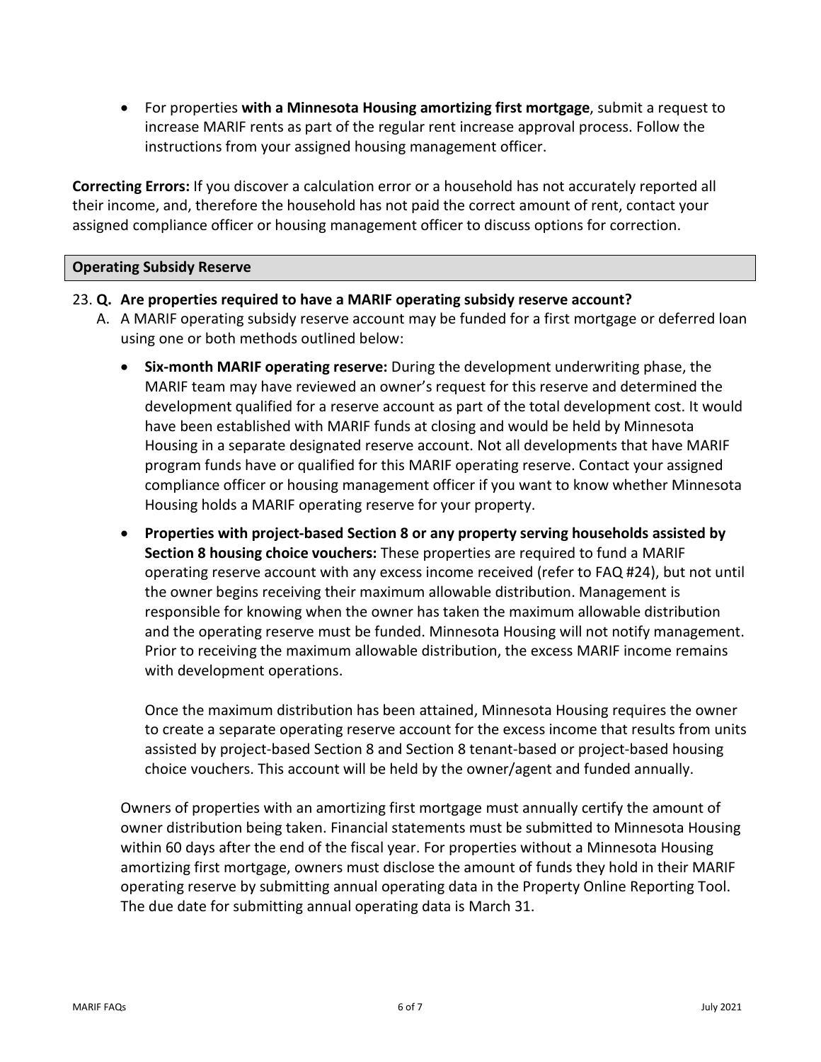- For properties **with a Minnesota Housing amortizing first mortgage**, submit a request to increase MARIF rents as part of the regular rent increase approval process. Follow the instructions from your assigned housing management officer.

**Correcting Errors:** If you discover a calculation error or a household has not accurately reported all their income, and, therefore the household has not paid the correct amount of rent, contact your assigned compliance officer or housing management officer to discuss options for correction.

## Operating Subsidy Reserve

23. **Q. Are properties required to have a MARIF operating subsidy reserve account?**

    A. A MARIF operating subsidy reserve account may be funded for a first mortgage or deferred loan using one or both methods outlined below:

    - **Six-month MARIF operating reserve:** During the development underwriting phase, the MARIF team may have reviewed an owner's request for this reserve and determined the development qualified for a reserve account as part of the total development cost. It would have been established with MARIF funds at closing and would be held by Minnesota Housing in a separate designated reserve account. Not all developments that have MARIF program funds have or qualified for this MARIF operating reserve. Contact your assigned compliance officer or housing management officer if you want to know whether Minnesota Housing holds a MARIF operating reserve for your property.
    - **Properties with project-based Section 8 or any property serving households assisted by Section 8 housing choice vouchers:** These properties are required to fund a MARIF operating reserve account with any excess income received (refer to FAQ #24), but not until the owner begins receiving their maximum allowable distribution. Management is responsible for knowing when the owner has taken the maximum allowable distribution and the operating reserve must be funded. Minnesota Housing will not notify management. Prior to receiving the maximum allowable distribution, the excess MARIF income remains with development operations.

      Once the maximum distribution has been attained, Minnesota Housing requires the owner to create a separate operating reserve account for the excess income that results from units assisted by project-based Section 8 and Section 8 tenant-based or project-based housing choice vouchers. This account will be held by the owner/agent and funded annually.

    Owners of properties with an amortizing first mortgage must annually certify the amount of owner distribution being taken. Financial statements must be submitted to Minnesota Housing within 60 days after the end of the fiscal year. For properties without a Minnesota Housing amortizing first mortgage, owners must disclose the amount of funds they hold in their MARIF operating reserve by submitting annual operating data in the Property Online Reporting Tool. The due date for submitting annual operating data is March 31.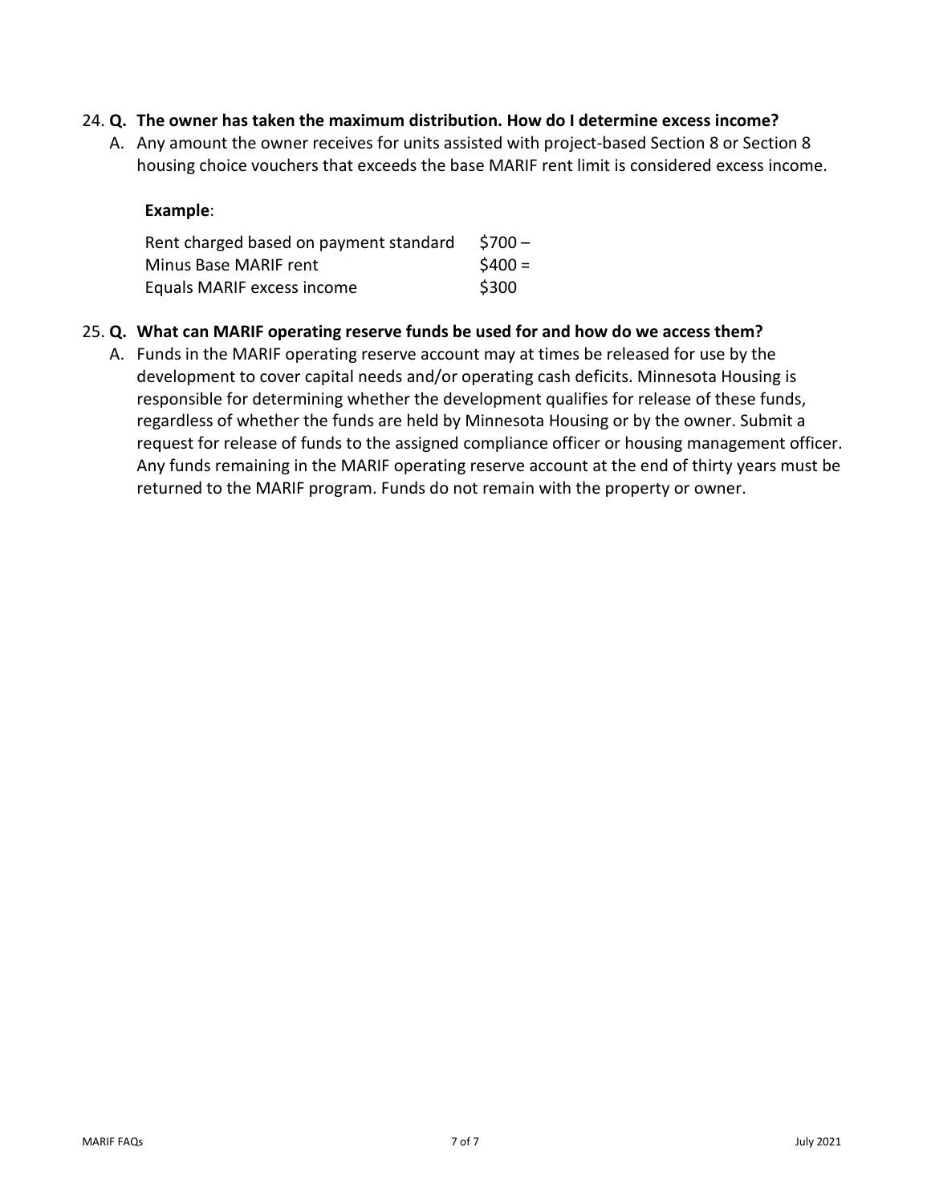24. **Q. The owner has taken the maximum distribution. How do I determine excess income?**

    A. Any amount the owner receives for units assisted with project-based Section 8 or Section 8 housing choice vouchers that exceeds the base MARIF rent limit is considered excess income.

    **Example**:

    | | |
    |---|---|
    | Rent charged based on payment standard | $700 – |
    | Minus Base MARIF rent | $400 = |
    | Equals MARIF excess income | $300 |

25. **Q. What can MARIF operating reserve funds be used for and how do we access them?**

    A. Funds in the MARIF operating reserve account may at times be released for use by the development to cover capital needs and/or operating cash deficits. Minnesota Housing is responsible for determining whether the development qualifies for release of these funds, regardless of whether the funds are held by Minnesota Housing or by the owner. Submit a request for release of funds to the assigned compliance officer or housing management officer. Any funds remaining in the MARIF operating reserve account at the end of thirty years must be returned to the MARIF program. Funds do not remain with the property or owner.